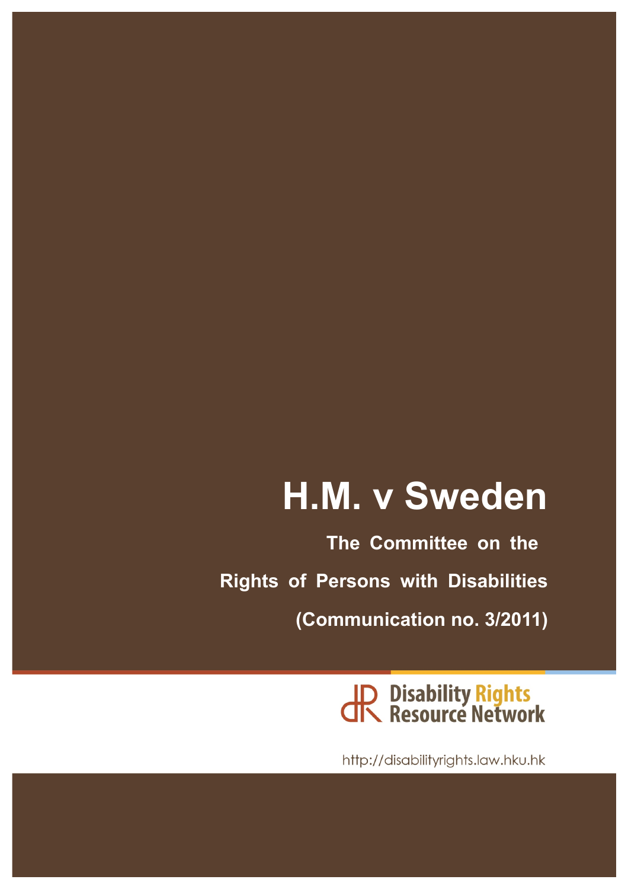# H.M. v Sweden

**The Committee on the Rights of Persons with Disabilities**

**(Communication no. 3/2011)**

Disability Rights Resource Network

http://disabilityrights.law.hku.hk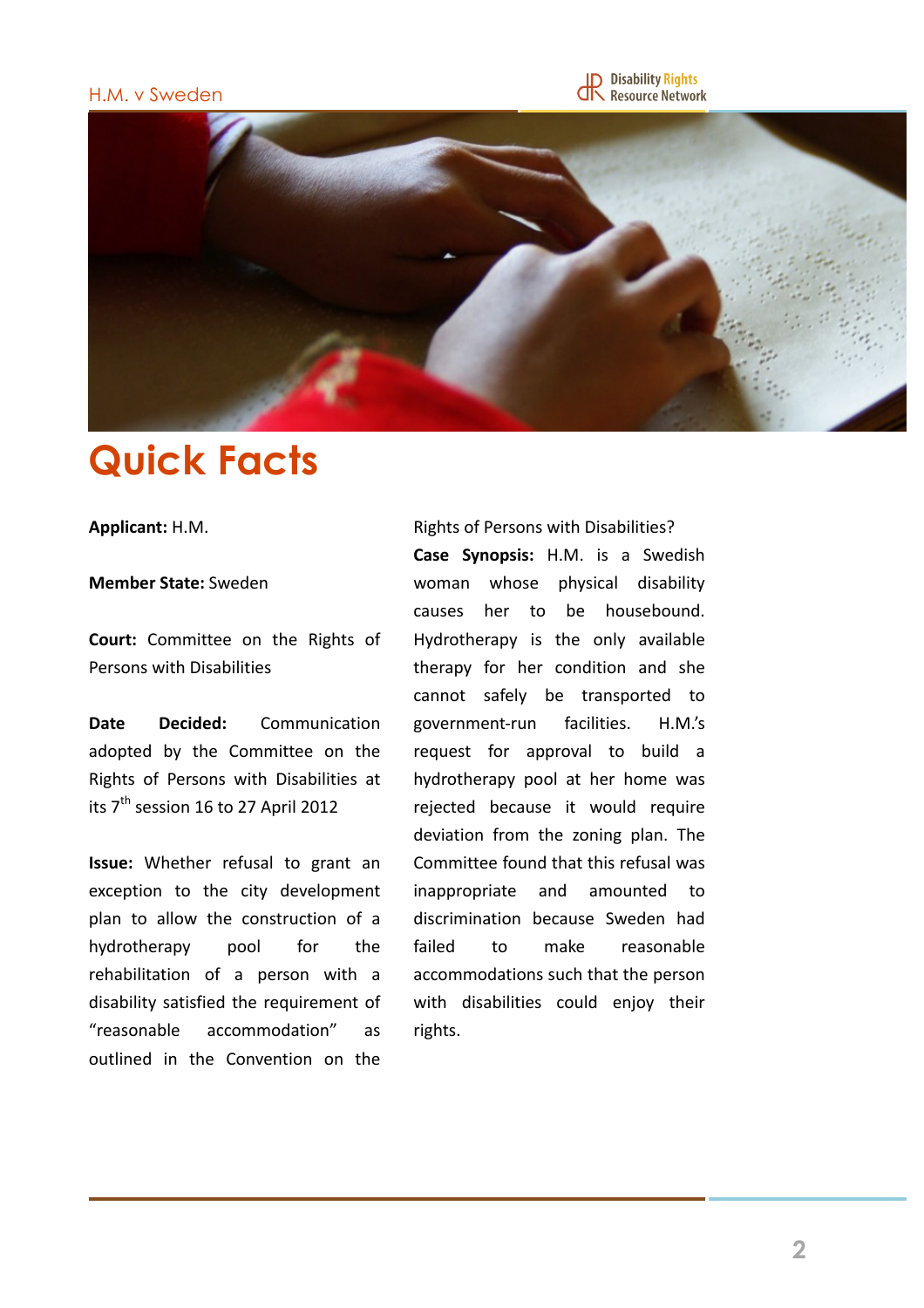# Quick Facts

**Applicant:** H.M.

**Member State:** Sweden

**Court:** Committee on the Rights of Persons with Disabilities

**Date Decided:** Communication adopted by the Committee on the Rights of Persons with Disabilities at its 7th session 16 to 27 April 2012

**Issue:** Whether refusal to grant an exception to the city development plan to allow the construction of a hydrotherapy pool for the rehabilitation of a person with a disability satisfied the requirement of "reasonable accommodation" as outlined in the Convention on the Rights of Persons with Disabilities?

**Case Synopsis:** H.M. is a Swedish woman whose physical disability causes her to be housebound. Hydrotherapy is the only available therapy for her condition and she cannot safely be transported to government-run facilities. H.M.'s request for approval to build a hydrotherapy pool at her home was rejected because it would require deviation from the zoning plan. The Committee found that this refusal was inappropriate and amounted to discrimination because Sweden had failed to make reasonable accommodations such that the person with disabilities could enjoy their rights.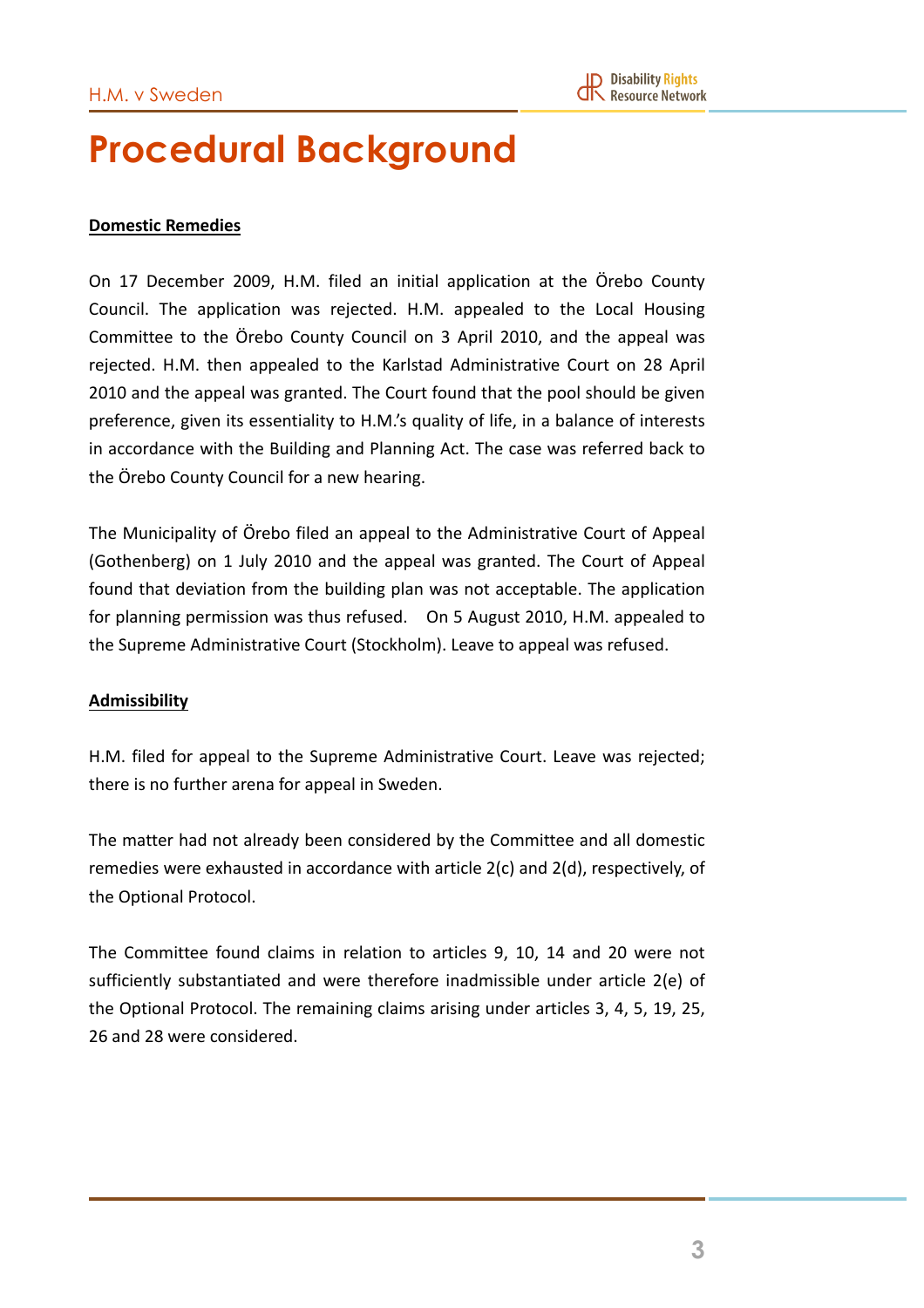# Procedural Background

**Domestic Remedies**

On 17 December 2009, H.M. filed an initial application at the Örebo County Council. The application was rejected. H.M. appealed to the Local Housing Committee to the Örebo County Council on 3 April 2010, and the appeal was rejected. H.M. then appealed to the Karlstad Administrative Court on 28 April 2010 and the appeal was granted. The Court found that the pool should be given preference, given its essentiality to H.M.'s quality of life, in a balance of interests in accordance with the Building and Planning Act. The case was referred back to the Örebo County Council for a new hearing.

The Municipality of Örebo filed an appeal to the Administrative Court of Appeal (Gothenberg) on 1 July 2010 and the appeal was granted. The Court of Appeal found that deviation from the building plan was not acceptable. The application for planning permission was thus refused. On 5 August 2010, H.M. appealed to the Supreme Administrative Court (Stockholm). Leave to appeal was refused.

**Admissibility**

H.M. filed for appeal to the Supreme Administrative Court. Leave was rejected; there is no further arena for appeal in Sweden.

The matter had not already been considered by the Committee and all domestic remedies were exhausted in accordance with article 2(c) and 2(d), respectively, of the Optional Protocol.

The Committee found claims in relation to articles 9, 10, 14 and 20 were not sufficiently substantiated and were therefore inadmissible under article 2(e) of the Optional Protocol. The remaining claims arising under articles 3, 4, 5, 19, 25, 26 and 28 were considered.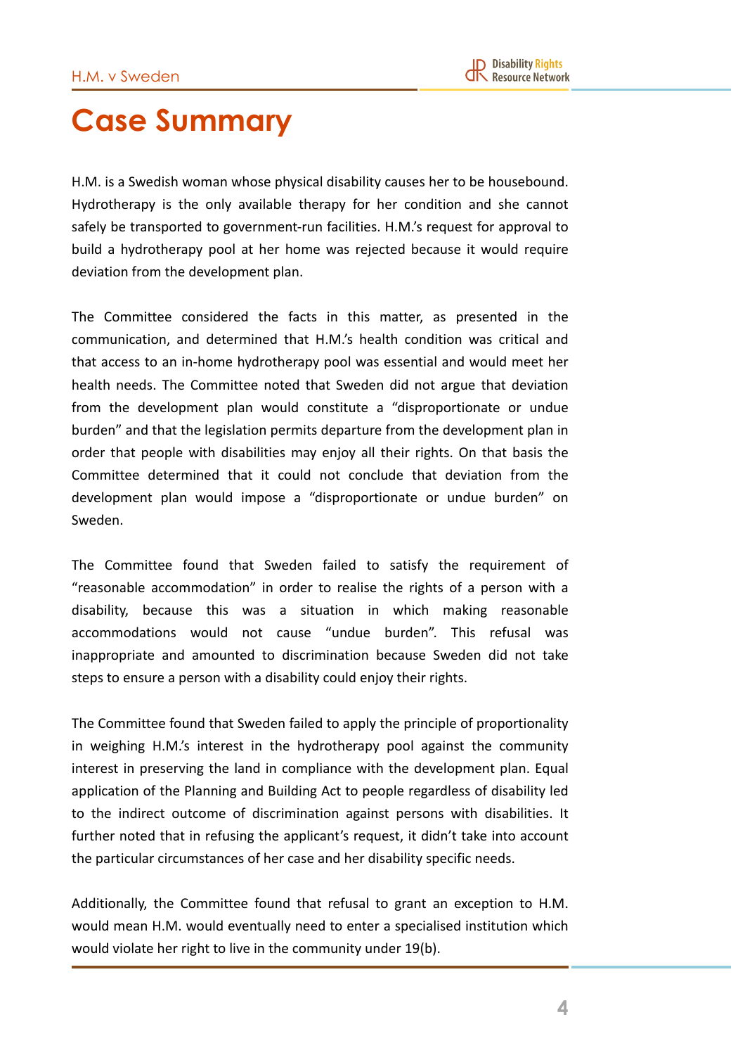# Case Summary

H.M. is a Swedish woman whose physical disability causes her to be housebound. Hydrotherapy is the only available therapy for her condition and she cannot safely be transported to government-run facilities. H.M.'s request for approval to build a hydrotherapy pool at her home was rejected because it would require deviation from the development plan.

The Committee considered the facts in this matter, as presented in the communication, and determined that H.M.'s health condition was critical and that access to an in-home hydrotherapy pool was essential and would meet her health needs. The Committee noted that Sweden did not argue that deviation from the development plan would constitute a "disproportionate or undue burden" and that the legislation permits departure from the development plan in order that people with disabilities may enjoy all their rights. On that basis the Committee determined that it could not conclude that deviation from the development plan would impose a "disproportionate or undue burden" on Sweden.

The Committee found that Sweden failed to satisfy the requirement of "reasonable accommodation" in order to realise the rights of a person with a disability, because this was a situation in which making reasonable accommodations would not cause "undue burden". This refusal was inappropriate and amounted to discrimination because Sweden did not take steps to ensure a person with a disability could enjoy their rights.

The Committee found that Sweden failed to apply the principle of proportionality in weighing H.M.'s interest in the hydrotherapy pool against the community interest in preserving the land in compliance with the development plan. Equal application of the Planning and Building Act to people regardless of disability led to the indirect outcome of discrimination against persons with disabilities. It further noted that in refusing the applicant's request, it didn't take into account the particular circumstances of her case and her disability specific needs.

Additionally, the Committee found that refusal to grant an exception to H.M. would mean H.M. would eventually need to enter a specialised institution which would violate her right to live in the community under 19(b).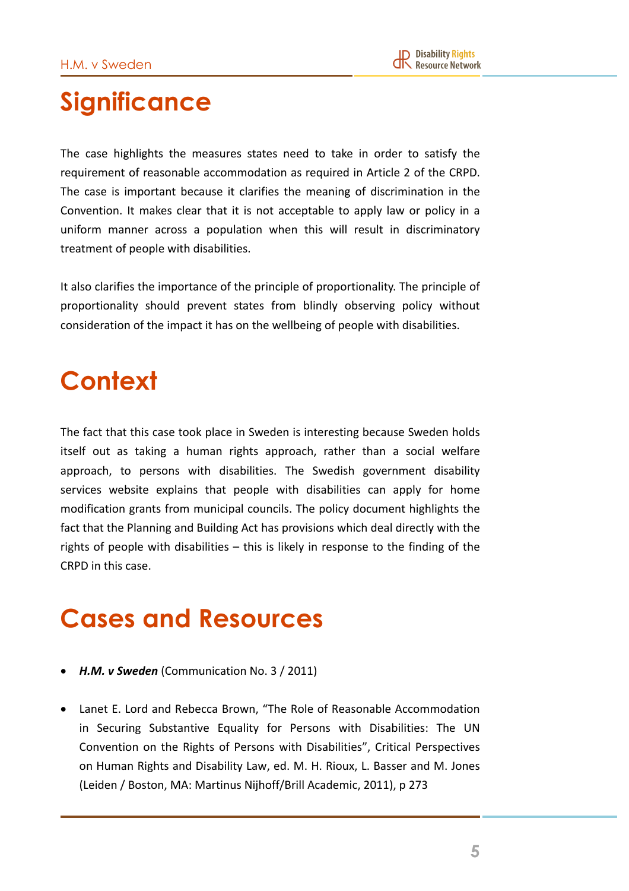# Significance

The case highlights the measures states need to take in order to satisfy the requirement of reasonable accommodation as required in Article 2 of the CRPD. The case is important because it clarifies the meaning of discrimination in the Convention. It makes clear that it is not acceptable to apply law or policy in a uniform manner across a population when this will result in discriminatory treatment of people with disabilities.

It also clarifies the importance of the principle of proportionality. The principle of proportionality should prevent states from blindly observing policy without consideration of the impact it has on the wellbeing of people with disabilities.

# Context

The fact that this case took place in Sweden is interesting because Sweden holds itself out as taking a human rights approach, rather than a social welfare approach, to persons with disabilities. The Swedish government disability services website explains that people with disabilities can apply for home modification grants from municipal councils. The policy document highlights the fact that the Planning and Building Act has provisions which deal directly with the rights of people with disabilities – this is likely in response to the finding of the CRPD in this case.

# Cases and Resources

- ***H.M. v Sweden*** (Communication No. 3 / 2011)

- Lanet E. Lord and Rebecca Brown, "The Role of Reasonable Accommodation in Securing Substantive Equality for Persons with Disabilities: The UN Convention on the Rights of Persons with Disabilities", Critical Perspectives on Human Rights and Disability Law, ed. M. H. Rioux, L. Basser and M. Jones (Leiden / Boston, MA: Martinus Nijhoff/Brill Academic, 2011), p 273